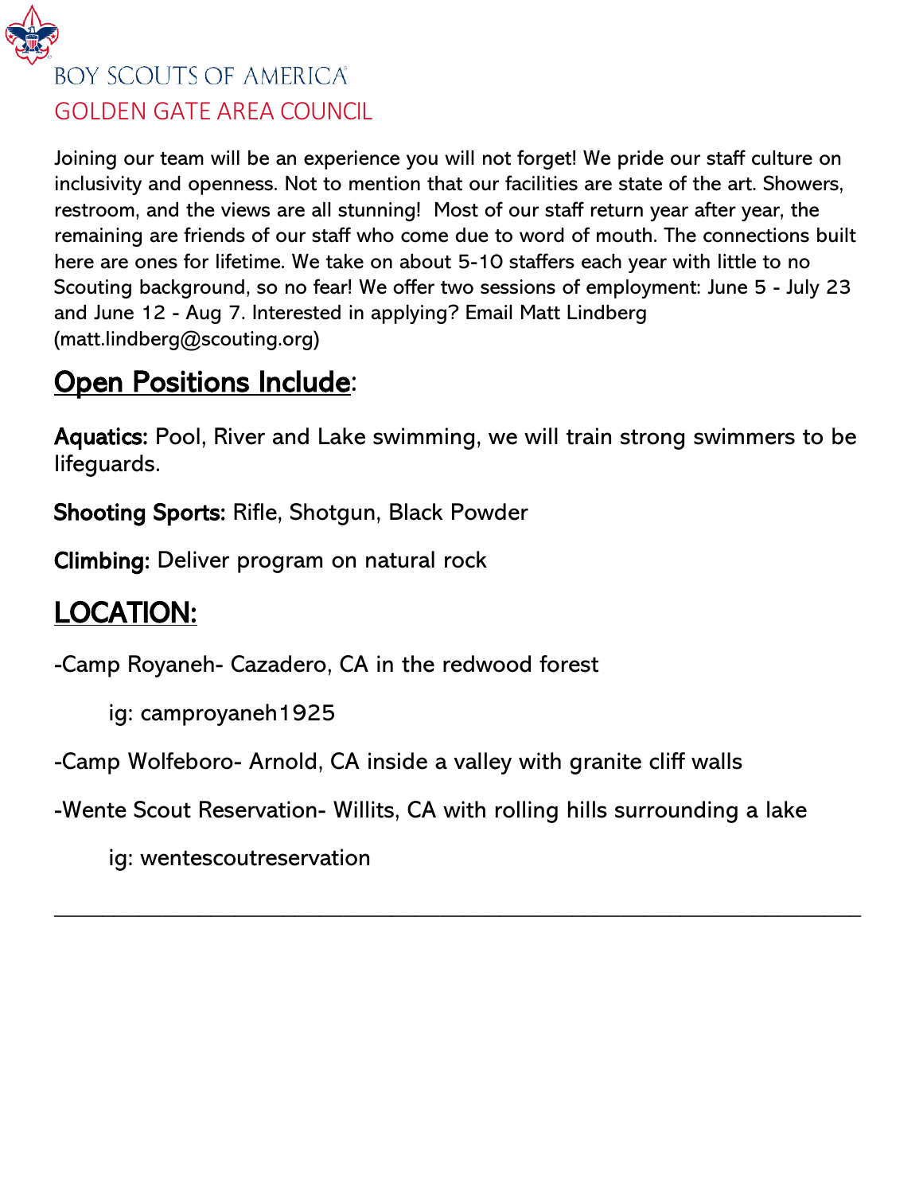BOY SCOUTS OF AMERICA

GOLDEN GATE AREA COUNCIL

Joining our team will be an experience you will not forget! We pride our staff culture on inclusivity and openness. Not to mention that our facilities are state of the art. Showers, restroom, and the views are all stunning! Most of our staff return year after year, the remaining are friends of our staff who come due to word of mouth. The connections built here are ones for lifetime. We take on about 5-10 staffers each year with little to no Scouting background, so no fear! We offer two sessions of employment: June 5 - July 23 and June 12 - Aug 7. Interested in applying? Email Matt Lindberg (matt.lindberg@scouting.org)

## Open Positions Include:

**Aquatics:** Pool, River and Lake swimming, we will train strong swimmers to be lifeguards.

**Shooting Sports:** Rifle, Shotgun, Black Powder

**Climbing:** Deliver program on natural rock

## LOCATION:

-Camp Royaneh- Cazadero, CA in the redwood forest

ig: camproyaneh1925

-Camp Wolfeboro- Arnold, CA inside a valley with granite cliff walls

-Wente Scout Reservation- Willits, CA with rolling hills surrounding a lake

ig: wentescoutreservation

---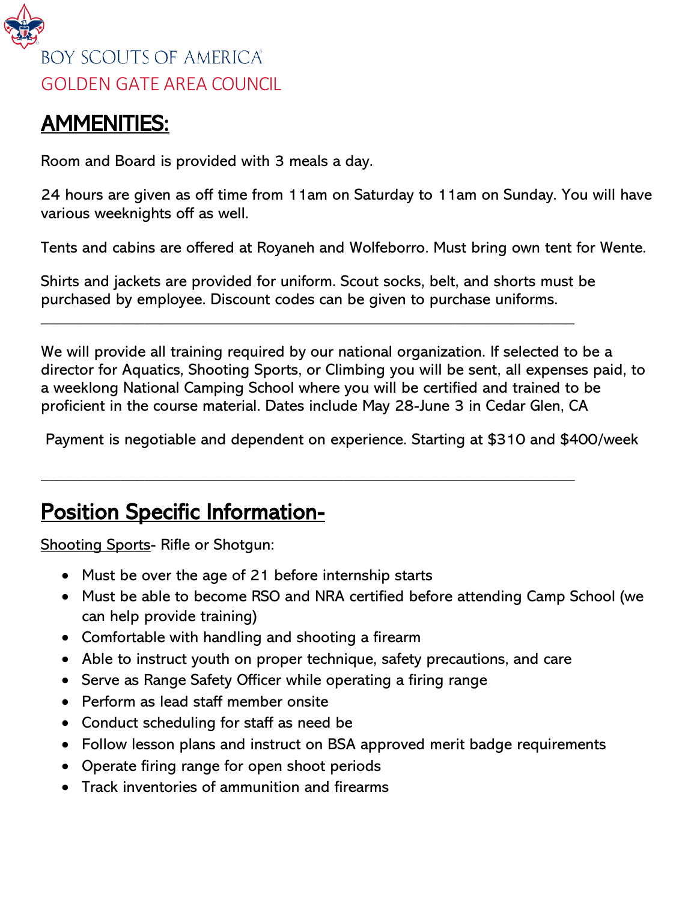BOY SCOUTS OF AMERICA
GOLDEN GATE AREA COUNCIL

# AMMENITIES:

Room and Board is provided with 3 meals a day.

24 hours are given as off time from 11am on Saturday to 11am on Sunday. You will have various weeknights off as well.

Tents and cabins are offered at Royaneh and Wolfeborro. Must bring own tent for Wente.

Shirts and jackets are provided for uniform. Scout socks, belt, and shorts must be purchased by employee. Discount codes can be given to purchase uniforms.

---

We will provide all training required by our national organization. If selected to be a director for Aquatics, Shooting Sports, or Climbing you will be sent, all expenses paid, to a weeklong National Camping School where you will be certified and trained to be proficient in the course material. Dates include May 28-June 3 in Cedar Glen, CA

Payment is negotiable and dependent on experience. Starting at $310 and $400/week

---

# Position Specific Information-

Shooting Sports- Rifle or Shotgun:

- Must be over the age of 21 before internship starts
- Must be able to become RSO and NRA certified before attending Camp School (we can help provide training)
- Comfortable with handling and shooting a firearm
- Able to instruct youth on proper technique, safety precautions, and care
- Serve as Range Safety Officer while operating a firing range
- Perform as lead staff member onsite
- Conduct scheduling for staff as need be
- Follow lesson plans and instruct on BSA approved merit badge requirements
- Operate firing range for open shoot periods
- Track inventories of ammunition and firearms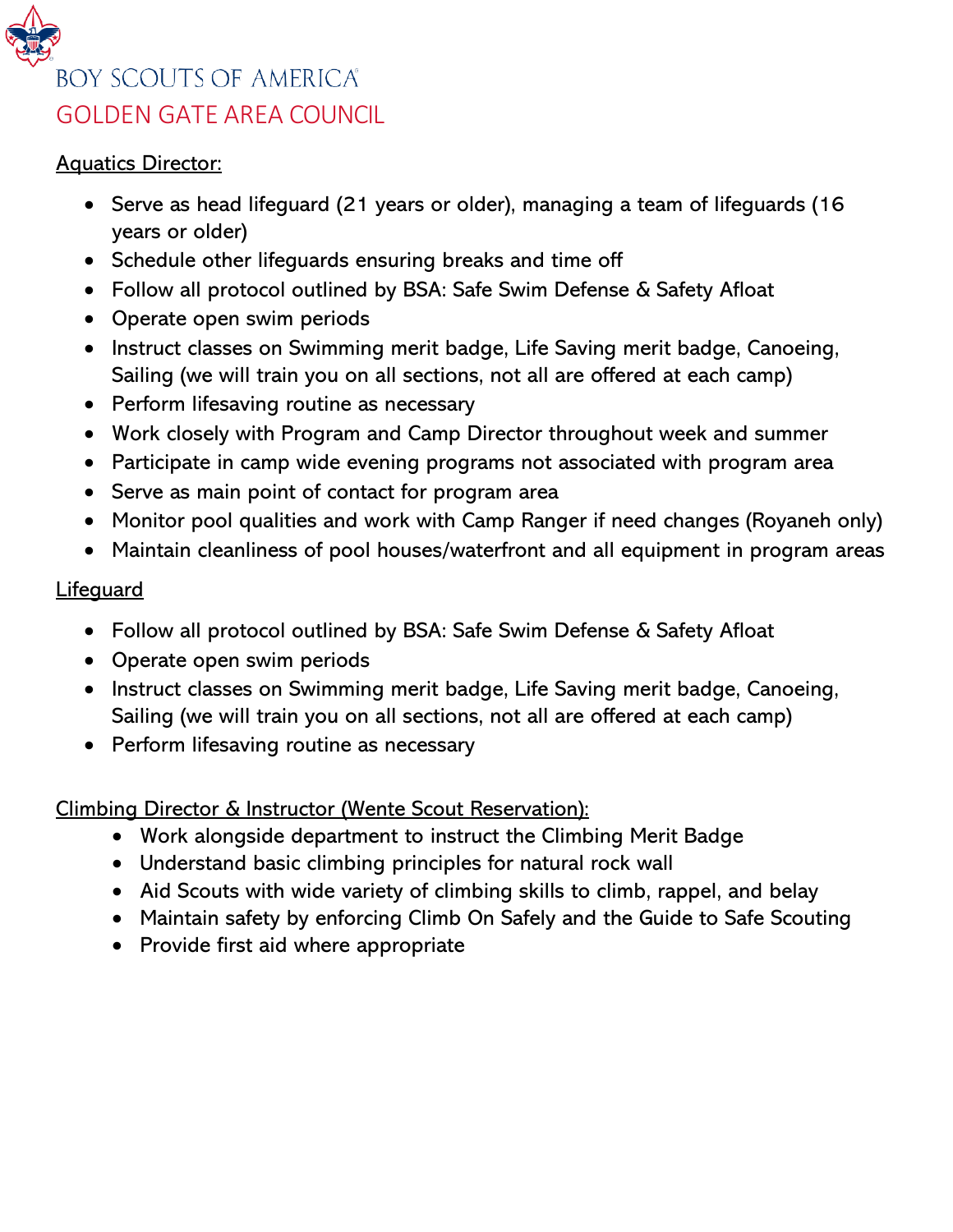BOY SCOUTS OF AMERICA
GOLDEN GATE AREA COUNCIL

Aquatics Director:

- Serve as head lifeguard (21 years or older), managing a team of lifeguards (16 years or older)
- Schedule other lifeguards ensuring breaks and time off
- Follow all protocol outlined by BSA: Safe Swim Defense & Safety Afloat
- Operate open swim periods
- Instruct classes on Swimming merit badge, Life Saving merit badge, Canoeing, Sailing (we will train you on all sections, not all are offered at each camp)
- Perform lifesaving routine as necessary
- Work closely with Program and Camp Director throughout week and summer
- Participate in camp wide evening programs not associated with program area
- Serve as main point of contact for program area
- Monitor pool qualities and work with Camp Ranger if need changes (Royaneh only)
- Maintain cleanliness of pool houses/waterfront and all equipment in program areas

Lifeguard

- Follow all protocol outlined by BSA: Safe Swim Defense & Safety Afloat
- Operate open swim periods
- Instruct classes on Swimming merit badge, Life Saving merit badge, Canoeing, Sailing (we will train you on all sections, not all are offered at each camp)
- Perform lifesaving routine as necessary

Climbing Director & Instructor (Wente Scout Reservation):

- Work alongside department to instruct the Climbing Merit Badge
- Understand basic climbing principles for natural rock wall
- Aid Scouts with wide variety of climbing skills to climb, rappel, and belay
- Maintain safety by enforcing Climb On Safely and the Guide to Safe Scouting
- Provide first aid where appropriate